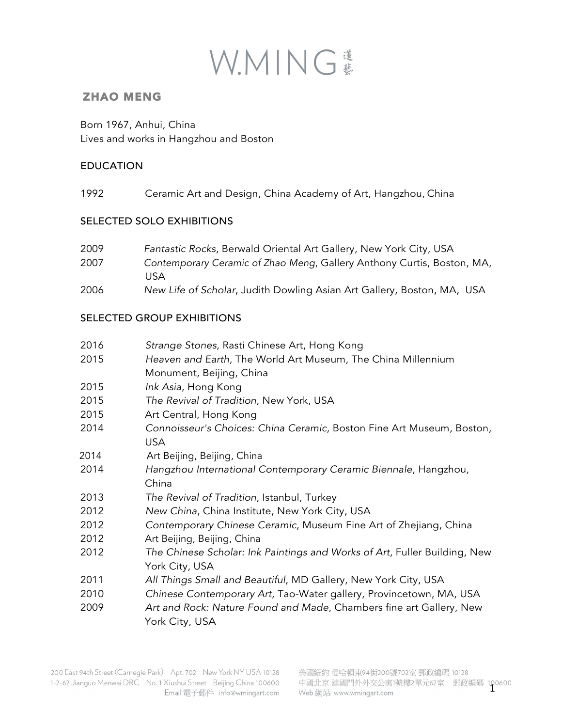# W.MING 蓮藝

## ZHAO MENG

Born 1967, Anhui, China
Lives and works in Hangzhou and Boston

### EDUCATION

1992 Ceramic Art and Design, China Academy of Art, Hangzhou, China

### SELECTED SOLO EXHIBITIONS

2009 *Fantastic Rocks*, Berwald Oriental Art Gallery, New York City, USA
2007 *Contemporary Ceramic of Zhao Meng*, Gallery Anthony Curtis, Boston, MA, USA
2006 *New Life of Scholar*, Judith Dowling Asian Art Gallery, Boston, MA, USA

### SELECTED GROUP EXHIBITIONS

2016 *Strange Stones*, Rasti Chinese Art, Hong Kong
2015 *Heaven and Earth*, The World Art Museum, The China Millennium Monument, Beijing, China
2015 *Ink Asia*, Hong Kong
2015 *The Revival of Tradition*, New York, USA
2015 Art Central, Hong Kong
2014 *Connoisseur's Choices: China Ceramic*, Boston Fine Art Museum, Boston, USA
2014 Art Beijing, Beijing, China
2014 *Hangzhou International Contemporary Ceramic Biennale*, Hangzhou, China
2013 *The Revival of Tradition*, Istanbul, Turkey
2012 *New China*, China Institute, New York City, USA
2012 *Contemporary Chinese Ceramic*, Museum Fine Art of Zhejiang, China
2012 Art Beijing, Beijing, China
2012 *The Chinese Scholar: Ink Paintings and Works of Art*, Fuller Building, New York City, USA
2011 *All Things Small and Beautiful*, MD Gallery, New York City, USA
2010 *Chinese Contemporary Art*, Tao-Water gallery, Provincetown, MA, USA
2009 *Art and Rock: Nature Found and Made*, Chambers fine art Gallery, New York City, USA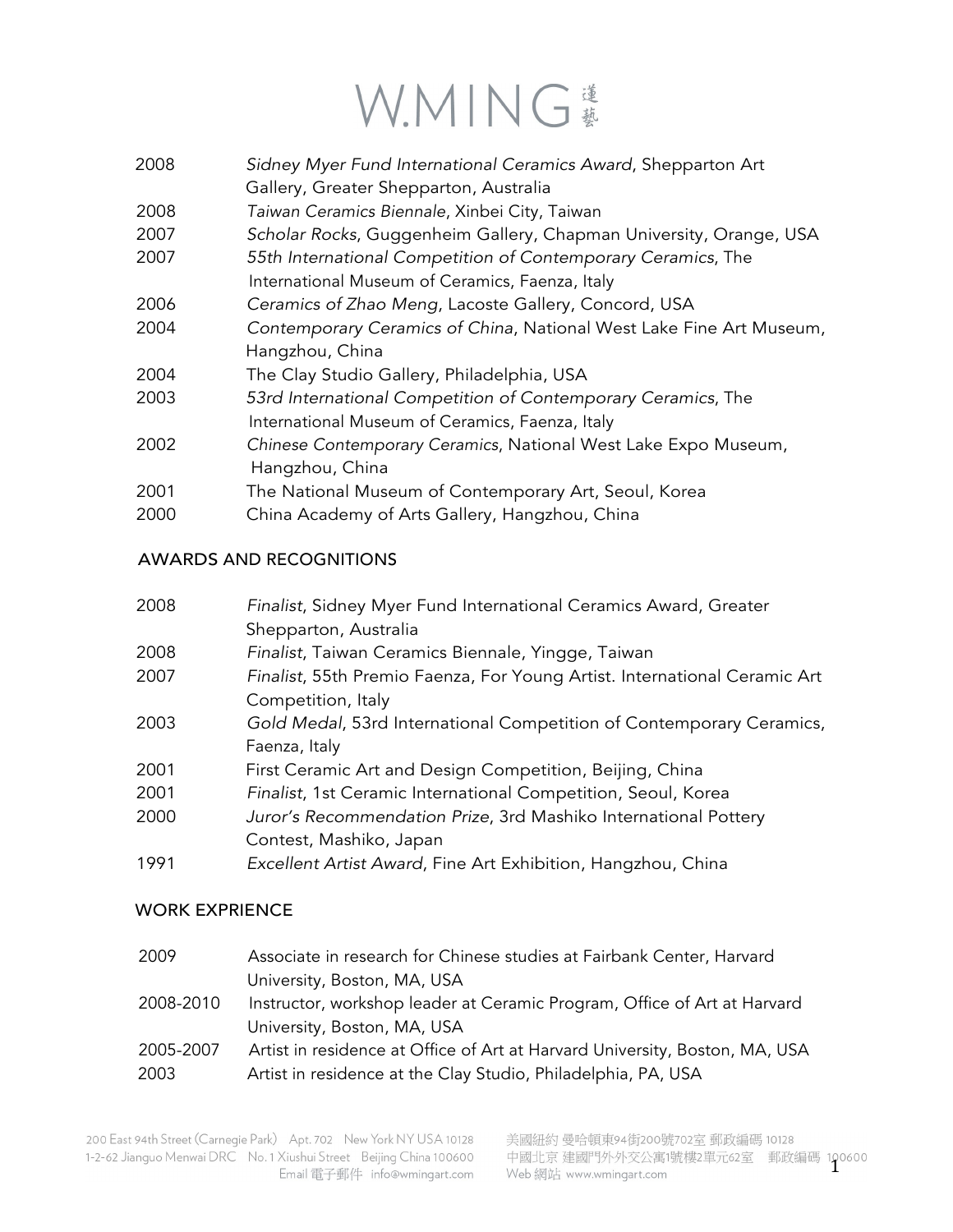| | |
|---|---|
| 2008 | *Sidney Myer Fund International Ceramics Award*, Shepparton Art Gallery, Greater Shepparton, Australia |
| 2008 | *Taiwan Ceramics Biennale*, Xinbei City, Taiwan |
| 2007 | *Scholar Rocks*, Guggenheim Gallery, Chapman University, Orange, USA |
| 2007 | *55th International Competition of Contemporary Ceramics*, The International Museum of Ceramics, Faenza, Italy |
| 2006 | *Ceramics of Zhao Meng*, Lacoste Gallery, Concord, USA |
| 2004 | *Contemporary Ceramics of China*, National West Lake Fine Art Museum, Hangzhou, China |
| 2004 | The Clay Studio Gallery, Philadelphia, USA |
| 2003 | *53rd International Competition of Contemporary Ceramics*, The International Museum of Ceramics, Faenza, Italy |
| 2002 | *Chinese Contemporary Ceramics*, National West Lake Expo Museum, Hangzhou, China |
| 2001 | The National Museum of Contemporary Art, Seoul, Korea |
| 2000 | China Academy of Arts Gallery, Hangzhou, China |

## AWARDS AND RECOGNITIONS

| | |
|---|---|
| 2008 | *Finalist*, Sidney Myer Fund International Ceramics Award, Greater Shepparton, Australia |
| 2008 | *Finalist*, Taiwan Ceramics Biennale, Yingge, Taiwan |
| 2007 | *Finalist*, 55th Premio Faenza, For Young Artist. International Ceramic Art Competition, Italy |
| 2003 | *Gold Medal*, 53rd International Competition of Contemporary Ceramics, Faenza, Italy |
| 2001 | First Ceramic Art and Design Competition, Beijing, China |
| 2001 | *Finalist*, 1st Ceramic International Competition, Seoul, Korea |
| 2000 | *Juror's Recommendation Prize*, 3rd Mashiko International Pottery Contest, Mashiko, Japan |
| 1991 | *Excellent Artist Award*, Fine Art Exhibition, Hangzhou, China |

## WORK EXPRIENCE

| | |
|---|---|
| 2009 | Associate in research for Chinese studies at Fairbank Center, Harvard University, Boston, MA, USA |
| 2008-2010 | Instructor, workshop leader at Ceramic Program, Office of Art at Harvard University, Boston, MA, USA |
| 2005-2007 | Artist in residence at Office of Art at Harvard University, Boston, MA, USA |
| 2003 | Artist in residence at the Clay Studio, Philadelphia, PA, USA |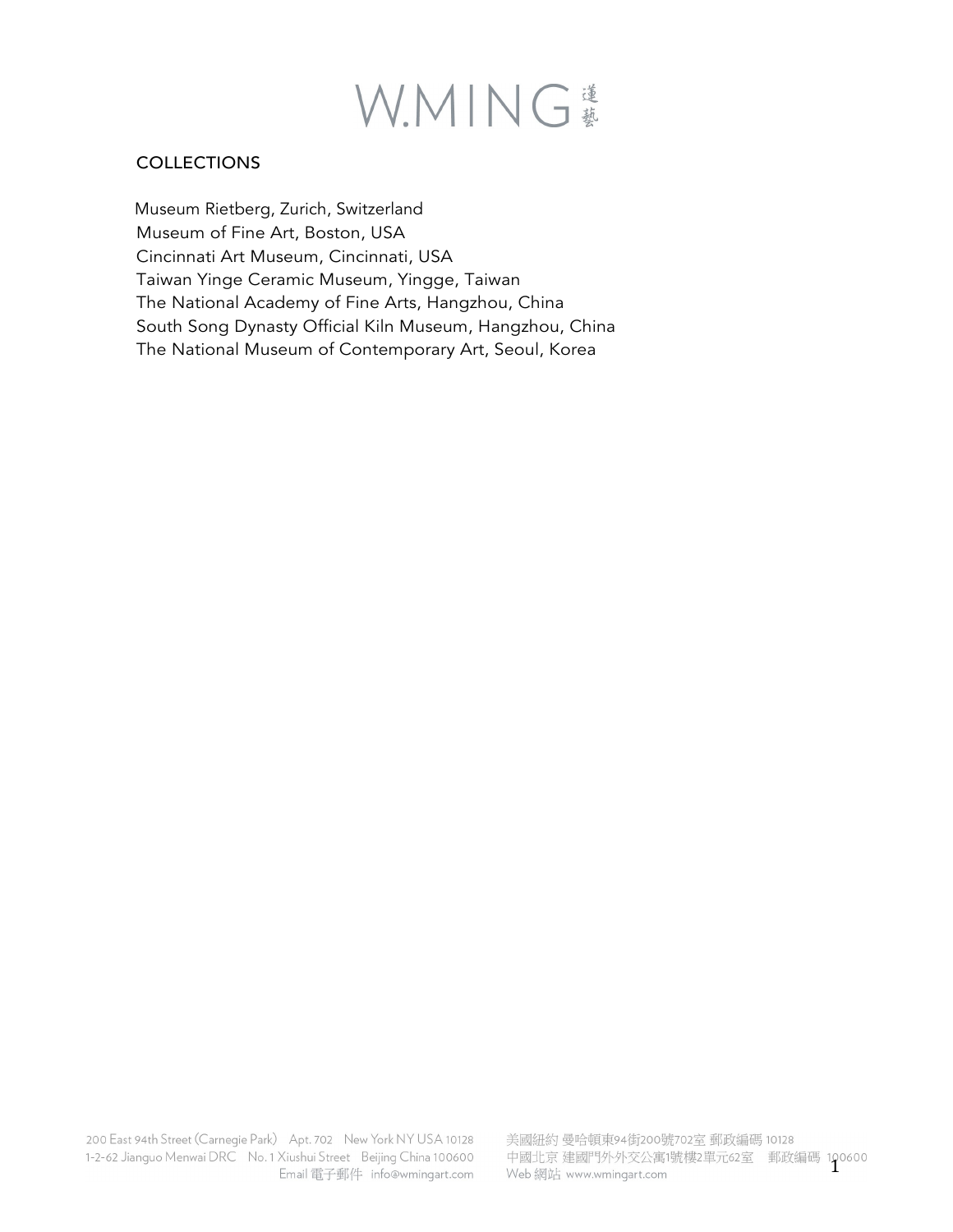## COLLECTIONS

Museum Rietberg, Zurich, Switzerland
Museum of Fine Art, Boston, USA
Cincinnati Art Museum, Cincinnati, USA
Taiwan Yinge Ceramic Museum, Yingge, Taiwan
The National Academy of Fine Arts, Hangzhou, China
South Song Dynasty Official Kiln Museum, Hangzhou, China
The National Museum of Contemporary Art, Seoul, Korea